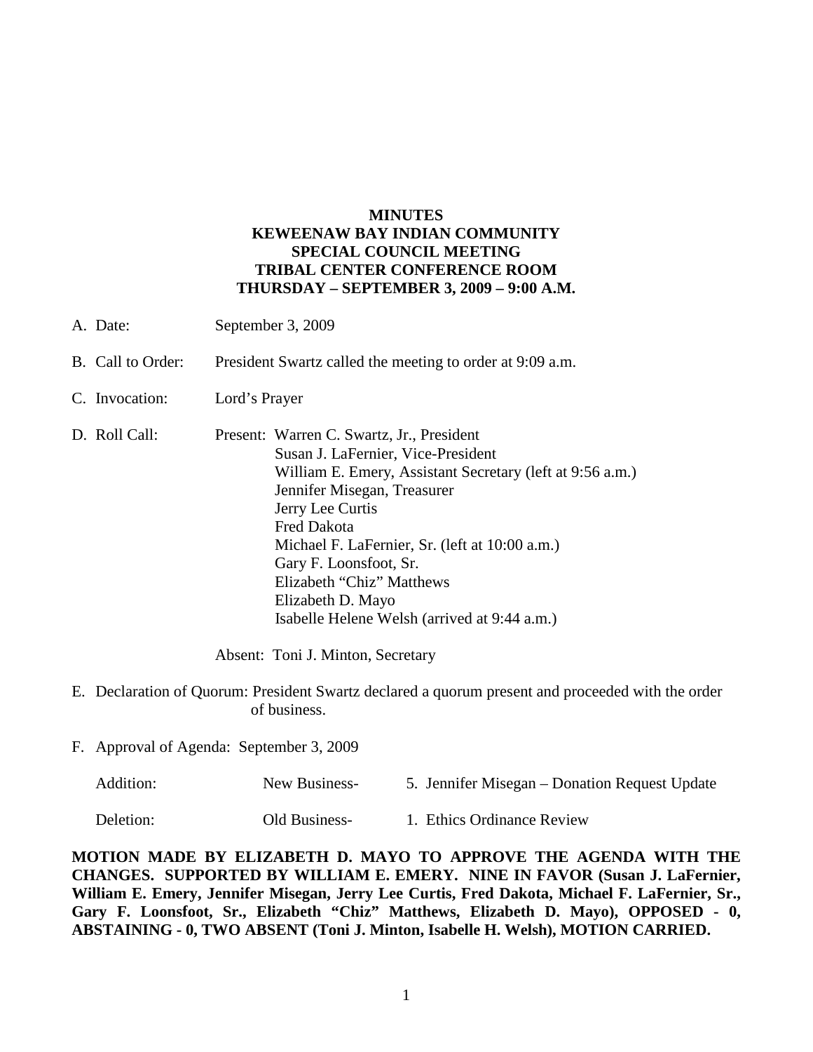**MINUTES**
**KEWEENAW BAY INDIAN COMMUNITY**
**SPECIAL COUNCIL MEETING**
**TRIBAL CENTER CONFERENCE ROOM**
**THURSDAY – SEPTEMBER 3, 2009 – 9:00 A.M.**

A. Date: September 3, 2009

B. Call to Order: President Swartz called the meeting to order at 9:09 a.m.

C. Invocation: Lord's Prayer

D. Roll Call: Present: Warren C. Swartz, Jr., President
Susan J. LaFernier, Vice-President
William E. Emery, Assistant Secretary (left at 9:56 a.m.)
Jennifer Misegan, Treasurer
Jerry Lee Curtis
Fred Dakota
Michael F. LaFernier, Sr. (left at 10:00 a.m.)
Gary F. Loonsfoot, Sr.
Elizabeth "Chiz" Matthews
Elizabeth D. Mayo
Isabelle Helene Welsh (arrived at 9:44 a.m.)

Absent: Toni J. Minton, Secretary

E. Declaration of Quorum: President Swartz declared a quorum present and proceeded with the order of business.

F. Approval of Agenda: September 3, 2009

Addition: New Business- 5. Jennifer Misegan – Donation Request Update

Deletion: Old Business- 1. Ethics Ordinance Review

**MOTION MADE BY ELIZABETH D. MAYO TO APPROVE THE AGENDA WITH THE CHANGES. SUPPORTED BY WILLIAM E. EMERY. NINE IN FAVOR (Susan J. LaFernier, William E. Emery, Jennifer Misegan, Jerry Lee Curtis, Fred Dakota, Michael F. LaFernier, Sr., Gary F. Loonsfoot, Sr., Elizabeth "Chiz" Matthews, Elizabeth D. Mayo), OPPOSED - 0, ABSTAINING - 0, TWO ABSENT (Toni J. Minton, Isabelle H. Welsh), MOTION CARRIED.**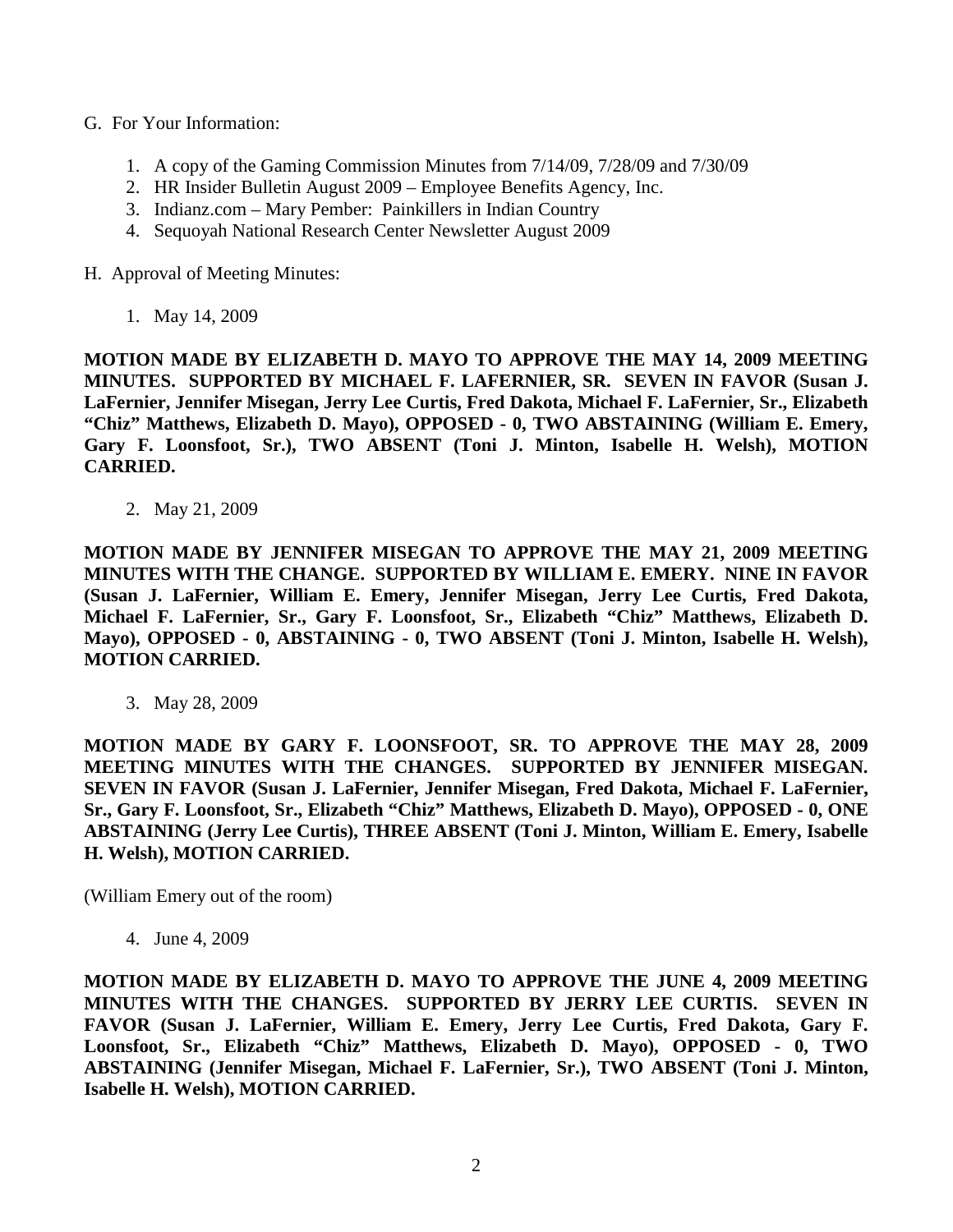G. For Your Information:

1. A copy of the Gaming Commission Minutes from 7/14/09, 7/28/09 and 7/30/09
2. HR Insider Bulletin August 2009 – Employee Benefits Agency, Inc.
3. Indianz.com – Mary Pember: Painkillers in Indian Country
4. Sequoyah National Research Center Newsletter August 2009

H. Approval of Meeting Minutes:

1. May 14, 2009

**MOTION MADE BY ELIZABETH D. MAYO TO APPROVE THE MAY 14, 2009 MEETING MINUTES. SUPPORTED BY MICHAEL F. LAFERNIER, SR. SEVEN IN FAVOR (Susan J. LaFernier, Jennifer Misegan, Jerry Lee Curtis, Fred Dakota, Michael F. LaFernier, Sr., Elizabeth "Chiz" Matthews, Elizabeth D. Mayo), OPPOSED - 0, TWO ABSTAINING (William E. Emery, Gary F. Loonsfoot, Sr.), TWO ABSENT (Toni J. Minton, Isabelle H. Welsh), MOTION CARRIED.**

2. May 21, 2009

**MOTION MADE BY JENNIFER MISEGAN TO APPROVE THE MAY 21, 2009 MEETING MINUTES WITH THE CHANGE. SUPPORTED BY WILLIAM E. EMERY. NINE IN FAVOR (Susan J. LaFernier, William E. Emery, Jennifer Misegan, Jerry Lee Curtis, Fred Dakota, Michael F. LaFernier, Sr., Gary F. Loonsfoot, Sr., Elizabeth "Chiz" Matthews, Elizabeth D. Mayo), OPPOSED - 0, ABSTAINING - 0, TWO ABSENT (Toni J. Minton, Isabelle H. Welsh), MOTION CARRIED.**

3. May 28, 2009

**MOTION MADE BY GARY F. LOONSFOOT, SR. TO APPROVE THE MAY 28, 2009 MEETING MINUTES WITH THE CHANGES. SUPPORTED BY JENNIFER MISEGAN. SEVEN IN FAVOR (Susan J. LaFernier, Jennifer Misegan, Fred Dakota, Michael F. LaFernier, Sr., Gary F. Loonsfoot, Sr., Elizabeth "Chiz" Matthews, Elizabeth D. Mayo), OPPOSED - 0, ONE ABSTAINING (Jerry Lee Curtis), THREE ABSENT (Toni J. Minton, William E. Emery, Isabelle H. Welsh), MOTION CARRIED.**

(William Emery out of the room)

4. June 4, 2009

**MOTION MADE BY ELIZABETH D. MAYO TO APPROVE THE JUNE 4, 2009 MEETING MINUTES WITH THE CHANGES. SUPPORTED BY JERRY LEE CURTIS. SEVEN IN FAVOR (Susan J. LaFernier, William E. Emery, Jerry Lee Curtis, Fred Dakota, Gary F. Loonsfoot, Sr., Elizabeth "Chiz" Matthews, Elizabeth D. Mayo), OPPOSED - 0, TWO ABSTAINING (Jennifer Misegan, Michael F. LaFernier, Sr.), TWO ABSENT (Toni J. Minton, Isabelle H. Welsh), MOTION CARRIED.**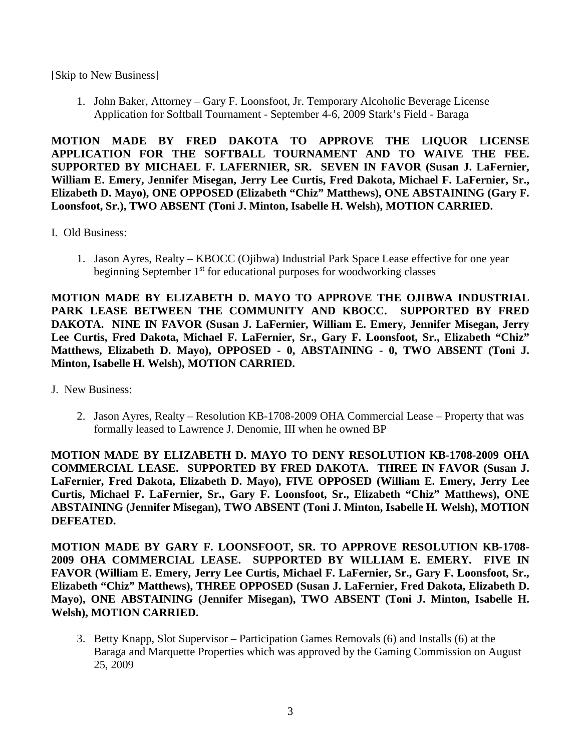[Skip to New Business]

1. John Baker, Attorney – Gary F. Loonsfoot, Jr. Temporary Alcoholic Beverage License Application for Softball Tournament - September 4-6, 2009 Stark's Field - Baraga

**MOTION MADE BY FRED DAKOTA TO APPROVE THE LIQUOR LICENSE APPLICATION FOR THE SOFTBALL TOURNAMENT AND TO WAIVE THE FEE. SUPPORTED BY MICHAEL F. LAFERNIER, SR. SEVEN IN FAVOR (Susan J. LaFernier, William E. Emery, Jennifer Misegan, Jerry Lee Curtis, Fred Dakota, Michael F. LaFernier, Sr., Elizabeth D. Mayo), ONE OPPOSED (Elizabeth "Chiz" Matthews), ONE ABSTAINING (Gary F. Loonsfoot, Sr.), TWO ABSENT (Toni J. Minton, Isabelle H. Welsh), MOTION CARRIED.**

I. Old Business:

1. Jason Ayres, Realty – KBOCC (Ojibwa) Industrial Park Space Lease effective for one year beginning September 1st for educational purposes for woodworking classes

**MOTION MADE BY ELIZABETH D. MAYO TO APPROVE THE OJIBWA INDUSTRIAL PARK LEASE BETWEEN THE COMMUNITY AND KBOCC. SUPPORTED BY FRED DAKOTA. NINE IN FAVOR (Susan J. LaFernier, William E. Emery, Jennifer Misegan, Jerry Lee Curtis, Fred Dakota, Michael F. LaFernier, Sr., Gary F. Loonsfoot, Sr., Elizabeth "Chiz" Matthews, Elizabeth D. Mayo), OPPOSED - 0, ABSTAINING - 0, TWO ABSENT (Toni J. Minton, Isabelle H. Welsh), MOTION CARRIED.**

J. New Business:

2. Jason Ayres, Realty – Resolution KB-1708-2009 OHA Commercial Lease – Property that was formally leased to Lawrence J. Denomie, III when he owned BP

**MOTION MADE BY ELIZABETH D. MAYO TO DENY RESOLUTION KB-1708-2009 OHA COMMERCIAL LEASE. SUPPORTED BY FRED DAKOTA. THREE IN FAVOR (Susan J. LaFernier, Fred Dakota, Elizabeth D. Mayo), FIVE OPPOSED (William E. Emery, Jerry Lee Curtis, Michael F. LaFernier, Sr., Gary F. Loonsfoot, Sr., Elizabeth "Chiz" Matthews), ONE ABSTAINING (Jennifer Misegan), TWO ABSENT (Toni J. Minton, Isabelle H. Welsh), MOTION DEFEATED.**

**MOTION MADE BY GARY F. LOONSFOOT, SR. TO APPROVE RESOLUTION KB-1708-2009 OHA COMMERCIAL LEASE. SUPPORTED BY WILLIAM E. EMERY. FIVE IN FAVOR (William E. Emery, Jerry Lee Curtis, Michael F. LaFernier, Sr., Gary F. Loonsfoot, Sr., Elizabeth "Chiz" Matthews), THREE OPPOSED (Susan J. LaFernier, Fred Dakota, Elizabeth D. Mayo), ONE ABSTAINING (Jennifer Misegan), TWO ABSENT (Toni J. Minton, Isabelle H. Welsh), MOTION CARRIED.**

3. Betty Knapp, Slot Supervisor – Participation Games Removals (6) and Installs (6) at the Baraga and Marquette Properties which was approved by the Gaming Commission on August 25, 2009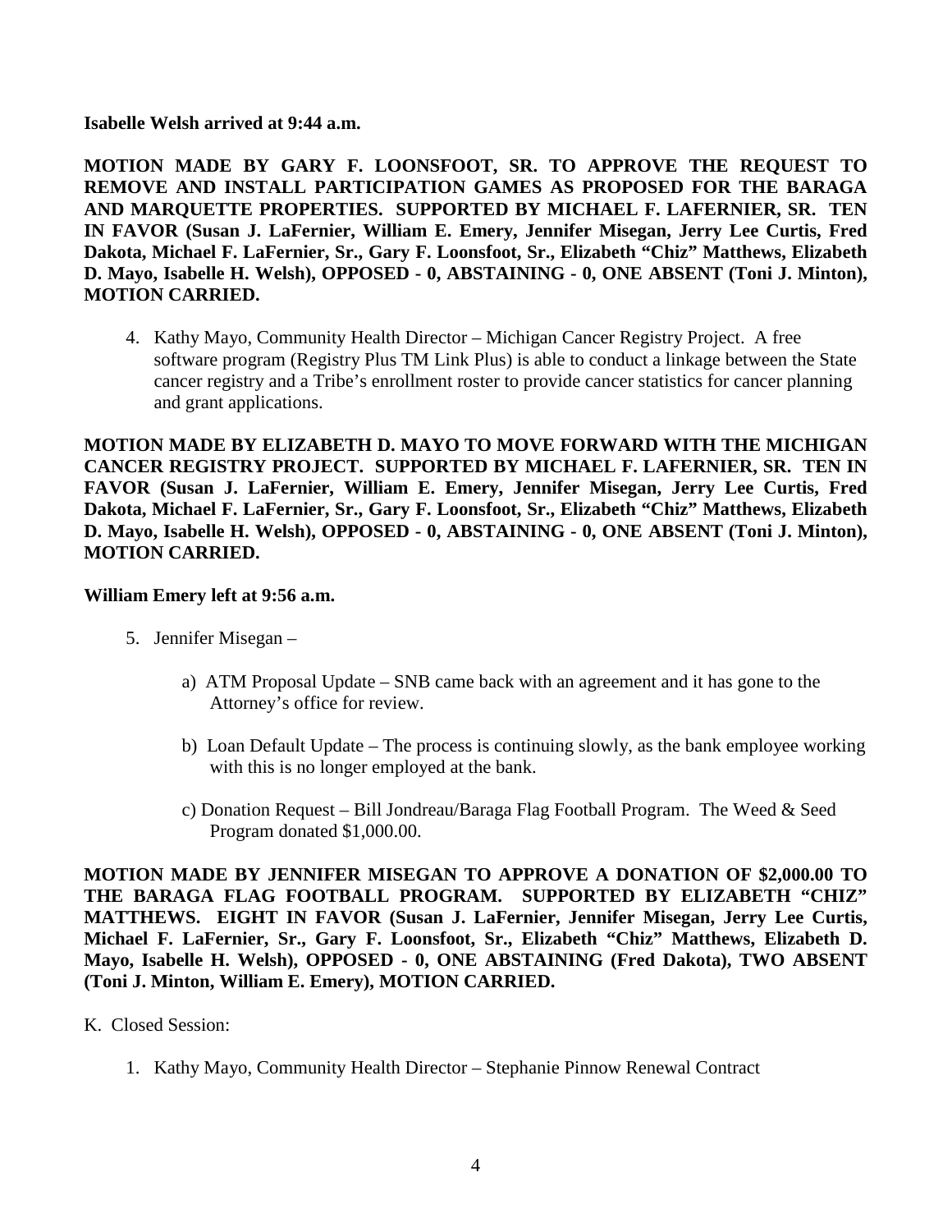**Isabelle Welsh arrived at 9:44 a.m.**

**MOTION MADE BY GARY F. LOONSFOOT, SR. TO APPROVE THE REQUEST TO REMOVE AND INSTALL PARTICIPATION GAMES AS PROPOSED FOR THE BARAGA AND MARQUETTE PROPERTIES. SUPPORTED BY MICHAEL F. LAFERNIER, SR. TEN IN FAVOR (Susan J. LaFernier, William E. Emery, Jennifer Misegan, Jerry Lee Curtis, Fred Dakota, Michael F. LaFernier, Sr., Gary F. Loonsfoot, Sr., Elizabeth "Chiz" Matthews, Elizabeth D. Mayo, Isabelle H. Welsh), OPPOSED - 0, ABSTAINING - 0, ONE ABSENT (Toni J. Minton), MOTION CARRIED.**

4. Kathy Mayo, Community Health Director – Michigan Cancer Registry Project. A free software program (Registry Plus TM Link Plus) is able to conduct a linkage between the State cancer registry and a Tribe's enrollment roster to provide cancer statistics for cancer planning and grant applications.

**MOTION MADE BY ELIZABETH D. MAYO TO MOVE FORWARD WITH THE MICHIGAN CANCER REGISTRY PROJECT. SUPPORTED BY MICHAEL F. LAFERNIER, SR. TEN IN FAVOR (Susan J. LaFernier, William E. Emery, Jennifer Misegan, Jerry Lee Curtis, Fred Dakota, Michael F. LaFernier, Sr., Gary F. Loonsfoot, Sr., Elizabeth "Chiz" Matthews, Elizabeth D. Mayo, Isabelle H. Welsh), OPPOSED - 0, ABSTAINING - 0, ONE ABSENT (Toni J. Minton), MOTION CARRIED.**

**William Emery left at 9:56 a.m.**

5. Jennifer Misegan –

   a) ATM Proposal Update – SNB came back with an agreement and it has gone to the Attorney's office for review.

   b) Loan Default Update – The process is continuing slowly, as the bank employee working with this is no longer employed at the bank.

   c) Donation Request – Bill Jondreau/Baraga Flag Football Program. The Weed & Seed Program donated $1,000.00.

**MOTION MADE BY JENNIFER MISEGAN TO APPROVE A DONATION OF $2,000.00 TO THE BARAGA FLAG FOOTBALL PROGRAM. SUPPORTED BY ELIZABETH "CHIZ" MATTHEWS. EIGHT IN FAVOR (Susan J. LaFernier, Jennifer Misegan, Jerry Lee Curtis, Michael F. LaFernier, Sr., Gary F. Loonsfoot, Sr., Elizabeth "Chiz" Matthews, Elizabeth D. Mayo, Isabelle H. Welsh), OPPOSED - 0, ONE ABSTAINING (Fred Dakota), TWO ABSENT (Toni J. Minton, William E. Emery), MOTION CARRIED.**

K. Closed Session:

1. Kathy Mayo, Community Health Director – Stephanie Pinnow Renewal Contract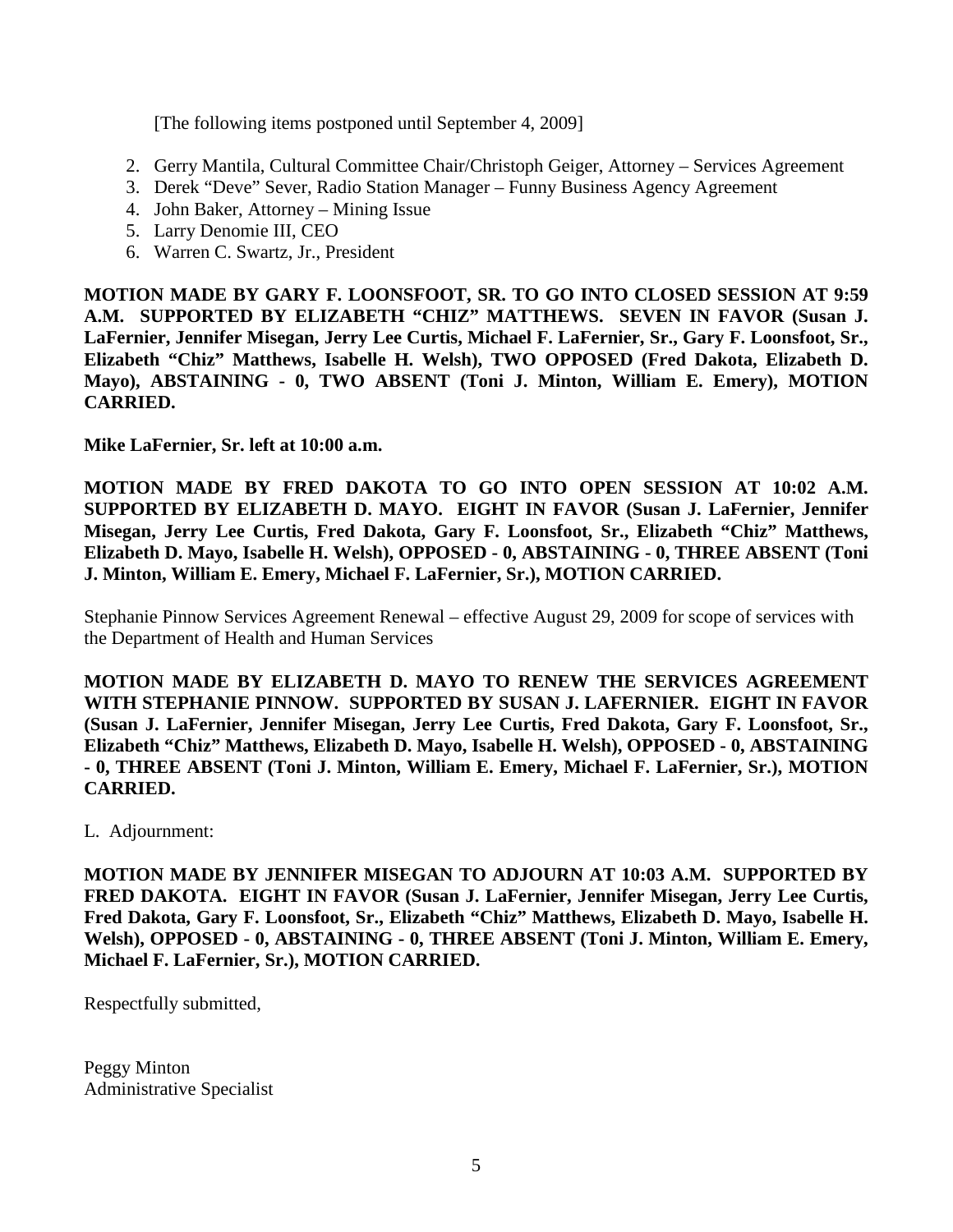[The following items postponed until September 4, 2009]

2. Gerry Mantila, Cultural Committee Chair/Christoph Geiger, Attorney – Services Agreement
3. Derek "Deve" Sever, Radio Station Manager – Funny Business Agency Agreement
4. John Baker, Attorney – Mining Issue
5. Larry Denomie III, CEO
6. Warren C. Swartz, Jr., President

**MOTION MADE BY GARY F. LOONSFOOT, SR. TO GO INTO CLOSED SESSION AT 9:59 A.M. SUPPORTED BY ELIZABETH "CHIZ" MATTHEWS. SEVEN IN FAVOR (Susan J. LaFernier, Jennifer Misegan, Jerry Lee Curtis, Michael F. LaFernier, Sr., Gary F. Loonsfoot, Sr., Elizabeth "Chiz" Matthews, Isabelle H. Welsh), TWO OPPOSED (Fred Dakota, Elizabeth D. Mayo), ABSTAINING - 0, TWO ABSENT (Toni J. Minton, William E. Emery), MOTION CARRIED.**

**Mike LaFernier, Sr. left at 10:00 a.m.**

**MOTION MADE BY FRED DAKOTA TO GO INTO OPEN SESSION AT 10:02 A.M. SUPPORTED BY ELIZABETH D. MAYO. EIGHT IN FAVOR (Susan J. LaFernier, Jennifer Misegan, Jerry Lee Curtis, Fred Dakota, Gary F. Loonsfoot, Sr., Elizabeth "Chiz" Matthews, Elizabeth D. Mayo, Isabelle H. Welsh), OPPOSED - 0, ABSTAINING - 0, THREE ABSENT (Toni J. Minton, William E. Emery, Michael F. LaFernier, Sr.), MOTION CARRIED.**

Stephanie Pinnow Services Agreement Renewal – effective August 29, 2009 for scope of services with the Department of Health and Human Services

**MOTION MADE BY ELIZABETH D. MAYO TO RENEW THE SERVICES AGREEMENT WITH STEPHANIE PINNOW. SUPPORTED BY SUSAN J. LAFERNIER. EIGHT IN FAVOR (Susan J. LaFernier, Jennifer Misegan, Jerry Lee Curtis, Fred Dakota, Gary F. Loonsfoot, Sr., Elizabeth "Chiz" Matthews, Elizabeth D. Mayo, Isabelle H. Welsh), OPPOSED - 0, ABSTAINING - 0, THREE ABSENT (Toni J. Minton, William E. Emery, Michael F. LaFernier, Sr.), MOTION CARRIED.**

L. Adjournment:

**MOTION MADE BY JENNIFER MISEGAN TO ADJOURN AT 10:03 A.M. SUPPORTED BY FRED DAKOTA. EIGHT IN FAVOR (Susan J. LaFernier, Jennifer Misegan, Jerry Lee Curtis, Fred Dakota, Gary F. Loonsfoot, Sr., Elizabeth "Chiz" Matthews, Elizabeth D. Mayo, Isabelle H. Welsh), OPPOSED - 0, ABSTAINING - 0, THREE ABSENT (Toni J. Minton, William E. Emery, Michael F. LaFernier, Sr.), MOTION CARRIED.**

Respectfully submitted,

Peggy Minton
Administrative Specialist